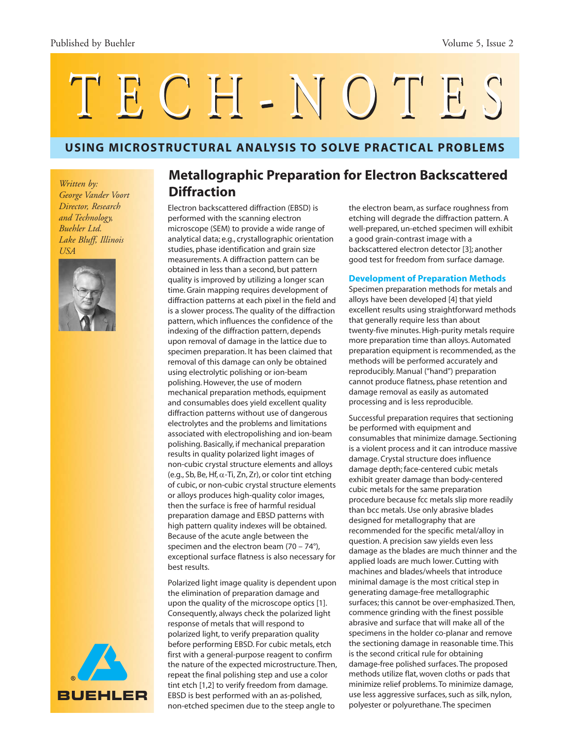# TECH-NOTES

**USING MICROSTRUCTURAL ANALYSIS TO SOLVE PRACTICAL PROBLEMS**

*Written by:*
*George Vander Voort*
*Director, Research and Technology,*
*Buehler Ltd.*
*Lake Bluff, Illinois*
*USA*

## Metallographic Preparation for Electron Backscattered Diffraction

Electron backscattered diffraction (EBSD) is performed with the scanning electron microscope (SEM) to provide a wide range of analytical data; e.g., crystallographic orientation studies, phase identification and grain size measurements. A diffraction pattern can be obtained in less than a second, but pattern quality is improved by utilizing a longer scan time. Grain mapping requires development of diffraction patterns at each pixel in the field and is a slower process. The quality of the diffraction pattern, which influences the confidence of the indexing of the diffraction pattern, depends upon removal of damage in the lattice due to specimen preparation. It has been claimed that removal of this damage can only be obtained using electrolytic polishing or ion-beam polishing. However, the use of modern mechanical preparation methods, equipment and consumables does yield excellent quality diffraction patterns without use of dangerous electrolytes and the problems and limitations associated with electropolishing and ion-beam polishing. Basically, if mechanical preparation results in quality polarized light images of non-cubic crystal structure elements and alloys (e.g., Sb, Be, Hf, $\alpha$-Ti, Zn, Zr), or color tint etching of cubic, or non-cubic crystal structure elements or alloys produces high-quality color images, then the surface is free of harmful residual preparation damage and EBSD patterns with high pattern quality indexes will be obtained. Because of the acute angle between the specimen and the electron beam (70 – 74°), exceptional surface flatness is also necessary for best results.

Polarized light image quality is dependent upon the elimination of preparation damage and upon the quality of the microscope optics [1]. Consequently, always check the polarized light response of metals that will respond to polarized light, to verify preparation quality before performing EBSD. For cubic metals, etch first with a general-purpose reagent to confirm the nature of the expected microstructure. Then, repeat the final polishing step and use a color tint etch [1,2] to verify freedom from damage. EBSD is best performed with an as-polished, non-etched specimen due to the steep angle to the electron beam, as surface roughness from etching will degrade the diffraction pattern. A well-prepared, un-etched specimen will exhibit a good grain-contrast image with a backscattered electron detector [3]; another good test for freedom from surface damage.

### Development of Preparation Methods

Specimen preparation methods for metals and alloys have been developed [4] that yield excellent results using straightforward methods that generally require less than about twenty-five minutes. High-purity metals require more preparation time than alloys. Automated preparation equipment is recommended, as the methods will be performed accurately and reproducibly. Manual ("hand") preparation cannot produce flatness, phase retention and damage removal as easily as automated processing and is less reproducible.

Successful preparation requires that sectioning be performed with equipment and consumables that minimize damage. Sectioning is a violent process and it can introduce massive damage. Crystal structure does influence damage depth; face-centered cubic metals exhibit greater damage than body-centered cubic metals for the same preparation procedure because fcc metals slip more readily than bcc metals. Use only abrasive blades designed for metallography that are recommended for the specific metal/alloy in question. A precision saw yields even less damage as the blades are much thinner and the applied loads are much lower. Cutting with machines and blades/wheels that introduce minimal damage is the most critical step in generating damage-free metallographic surfaces; this cannot be over-emphasized. Then, commence grinding with the finest possible abrasive and surface that will make all of the specimens in the holder co-planar and remove the sectioning damage in reasonable time. This is the second critical rule for obtaining damage-free polished surfaces. The proposed methods utilize flat, woven cloths or pads that minimize relief problems. To minimize damage, use less aggressive surfaces, such as silk, nylon, polyester or polyurethane. The specimen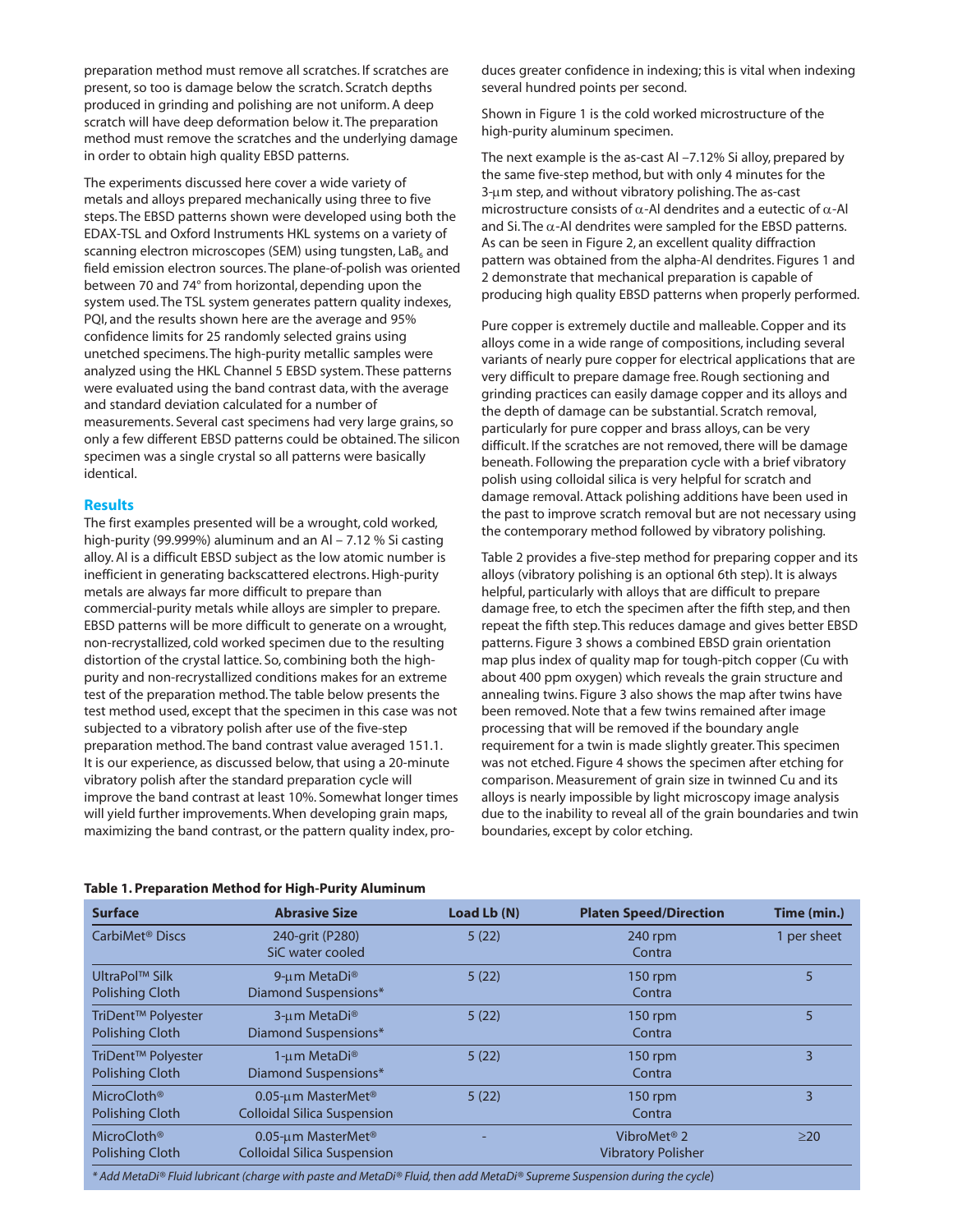preparation method must remove all scratches. If scratches are present, so too is damage below the scratch. Scratch depths produced in grinding and polishing are not uniform. A deep scratch will have deep deformation below it. The preparation method must remove the scratches and the underlying damage in order to obtain high quality EBSD patterns.

The experiments discussed here cover a wide variety of metals and alloys prepared mechanically using three to five steps. The EBSD patterns shown were developed using both the EDAX-TSL and Oxford Instruments HKL systems on a variety of scanning electron microscopes (SEM) using tungsten, $LaB_6$ and field emission electron sources. The plane-of-polish was oriented between 70 and 74° from horizontal, depending upon the system used. The TSL system generates pattern quality indexes, PQI, and the results shown here are the average and 95% confidence limits for 25 randomly selected grains using unetched specimens. The high-purity metallic samples were analyzed using the HKL Channel 5 EBSD system. These patterns were evaluated using the band contrast data, with the average and standard deviation calculated for a number of measurements. Several cast specimens had very large grains, so only a few different EBSD patterns could be obtained. The silicon specimen was a single crystal so all patterns were basically identical.

## Results

The first examples presented will be a wrought, cold worked, high-purity (99.999%) aluminum and an Al – 7.12 % Si casting alloy. Al is a difficult EBSD subject as the low atomic number is inefficient in generating backscattered electrons. High-purity metals are always far more difficult to prepare than commercial-purity metals while alloys are simpler to prepare. EBSD patterns will be more difficult to generate on a wrought, non-recrystallized, cold worked specimen due to the resulting distortion of the crystal lattice. So, combining both the high-purity and non-recrystallized conditions makes for an extreme test of the preparation method. The table below presents the test method used, except that the specimen in this case was not subjected to a vibratory polish after use of the five-step preparation method. The band contrast value averaged 151.1. It is our experience, as discussed below, that using a 20-minute vibratory polish after the standard preparation cycle will improve the band contrast at least 10%. Somewhat longer times will yield further improvements. When developing grain maps, maximizing the band contrast, or the pattern quality index, produces greater confidence in indexing; this is vital when indexing several hundred points per second.

Shown in Figure 1 is the cold worked microstructure of the high-purity aluminum specimen.

The next example is the as-cast Al –7.12% Si alloy, prepared by the same five-step method, but with only 4 minutes for the 3-µm step, and without vibratory polishing. The as-cast microstructure consists of α-Al dendrites and a eutectic of α-Al and Si. The α-Al dendrites were sampled for the EBSD patterns. As can be seen in Figure 2, an excellent quality diffraction pattern was obtained from the alpha-Al dendrites. Figures 1 and 2 demonstrate that mechanical preparation is capable of producing high quality EBSD patterns when properly performed.

Pure copper is extremely ductile and malleable. Copper and its alloys come in a wide range of compositions, including several variants of nearly pure copper for electrical applications that are very difficult to prepare damage free. Rough sectioning and grinding practices can easily damage copper and its alloys and the depth of damage can be substantial. Scratch removal, particularly for pure copper and brass alloys, can be very difficult. If the scratches are not removed, there will be damage beneath. Following the preparation cycle with a brief vibratory polish using colloidal silica is very helpful for scratch and damage removal. Attack polishing additions have been used in the past to improve scratch removal but are not necessary using the contemporary method followed by vibratory polishing.

Table 2 provides a five-step method for preparing copper and its alloys (vibratory polishing is an optional 6th step). It is always helpful, particularly with alloys that are difficult to prepare damage free, to etch the specimen after the fifth step, and then repeat the fifth step. This reduces damage and gives better EBSD patterns. Figure 3 shows a combined EBSD grain orientation map plus index of quality map for tough-pitch copper (Cu with about 400 ppm oxygen) which reveals the grain structure and annealing twins. Figure 3 also shows the map after twins have been removed. Note that a few twins remained after image processing that will be removed if the boundary angle requirement for a twin is made slightly greater. This specimen was not etched. Figure 4 shows the specimen after etching for comparison. Measurement of grain size in twinned Cu and its alloys is nearly impossible by light microscopy image analysis due to the inability to reveal all of the grain boundaries and twin boundaries, except by color etching.

**Table 1. Preparation Method for High-Purity Aluminum**

| Surface | Abrasive Size | Load Lb (N) | Platen Speed/Direction | Time (min.) |
|---|---|---|---|---|
| CarbiMet® Discs | 240-grit (P280) SiC water cooled | 5 (22) | 240 rpm Contra | 1 per sheet |
| UltraPol™ Silk Polishing Cloth | 9-µm MetaDi® Diamond Suspensions* | 5 (22) | 150 rpm Contra | 5 |
| TriDent™ Polyester Polishing Cloth | 3-µm MetaDi® Diamond Suspensions* | 5 (22) | 150 rpm Contra | 5 |
| TriDent™ Polyester Polishing Cloth | 1-µm MetaDi® Diamond Suspensions* | 5 (22) | 150 rpm Contra | 3 |
| MicroCloth® Polishing Cloth | 0.05-µm MasterMet® Colloidal Silica Suspension | 5 (22) | 150 rpm Contra | 3 |
| MicroCloth® Polishing Cloth | 0.05-µm MasterMet® Colloidal Silica Suspension | - | VibroMet® 2 Vibratory Polisher | ≥20 |

*\* Add MetaDi® Fluid lubricant (charge with paste and MetaDi® Fluid, then add MetaDi® Supreme Suspension during the cycle)*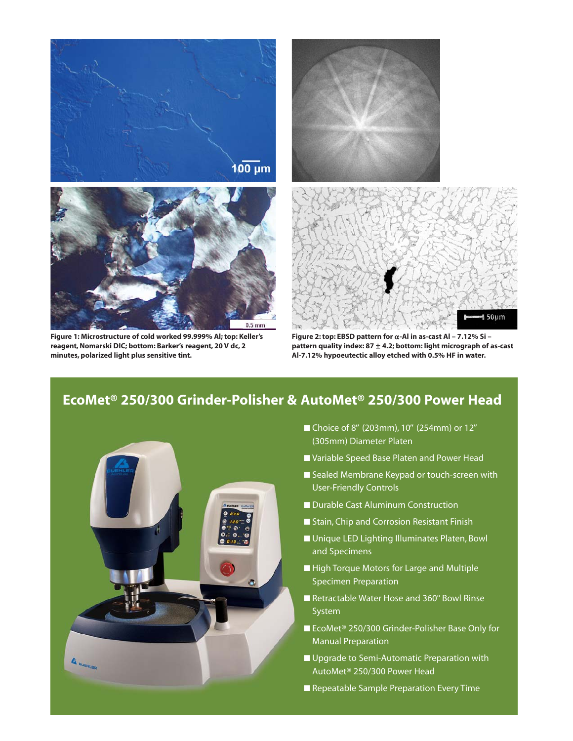**Figure 1: Microstructure of cold worked 99.999% Al; top: Keller's reagent, Nomarski DIC; bottom: Barker's reagent, 20 V dc, 2 minutes, polarized light plus sensitive tint.**

**Figure 2: top: EBSD pattern for α-Al in as-cast Al – 7.12% Si – pattern quality index: 87 ± 4.2; bottom: light micrograph of as-cast Al-7.12% hypoeutectic alloy etched with 0.5% HF in water.**

## EcoMet® 250/300 Grinder-Polisher & AutoMet® 250/300 Power Head

- Choice of 8″ (203mm), 10″ (254mm) or 12″ (305mm) Diameter Platen
- Variable Speed Base Platen and Power Head
- Sealed Membrane Keypad or touch-screen with User-Friendly Controls
- Durable Cast Aluminum Construction
- Stain, Chip and Corrosion Resistant Finish
- Unique LED Lighting Illuminates Platen, Bowl and Specimens
- High Torque Motors for Large and Multiple Specimen Preparation
- Retractable Water Hose and 360° Bowl Rinse System
- EcoMet® 250/300 Grinder-Polisher Base Only for Manual Preparation
- Upgrade to Semi-Automatic Preparation with AutoMet® 250/300 Power Head
- Repeatable Sample Preparation Every Time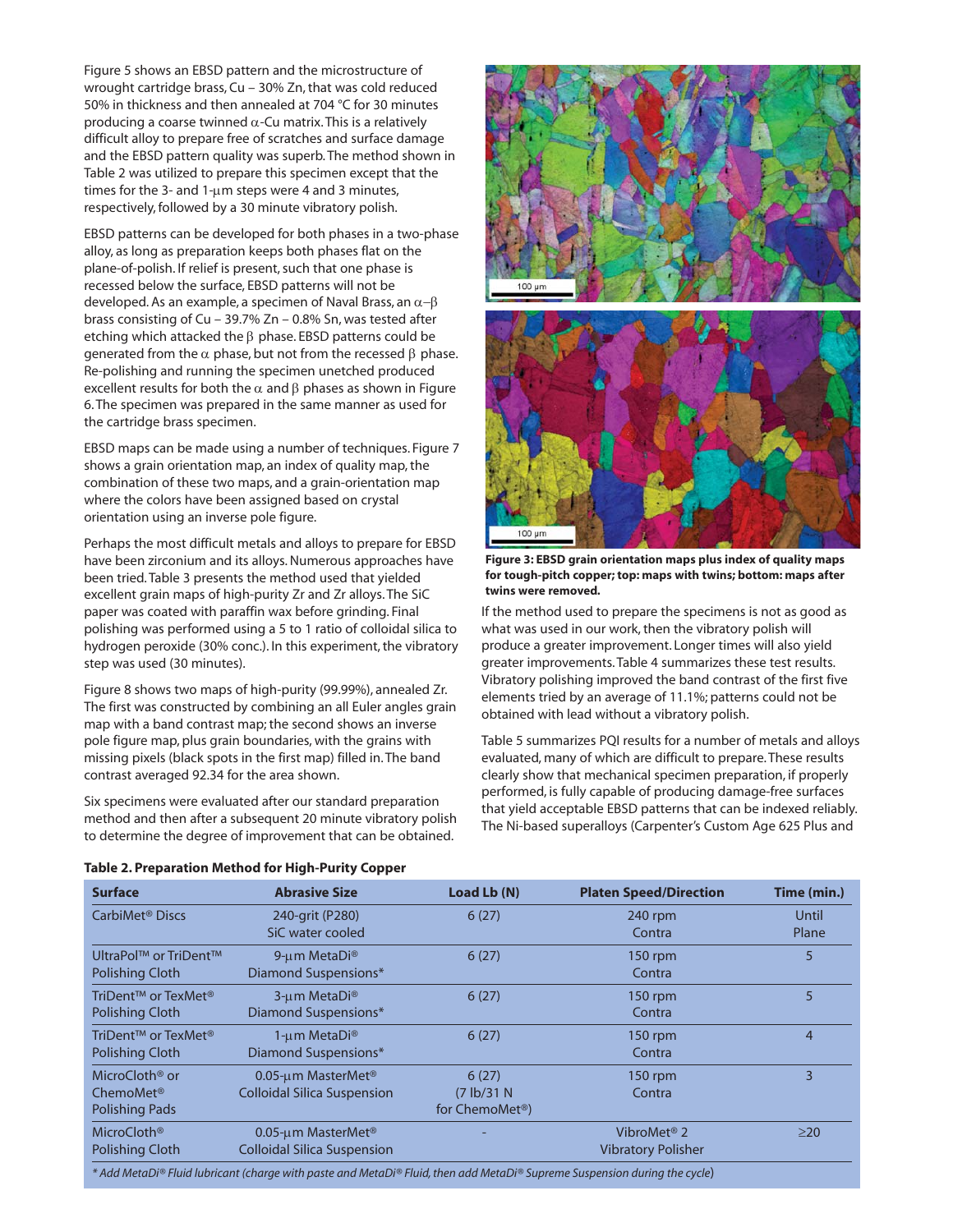Figure 5 shows an EBSD pattern and the microstructure of wrought cartridge brass, Cu – 30% Zn, that was cold reduced 50% in thickness and then annealed at 704 °C for 30 minutes producing a coarse twinned α-Cu matrix. This is a relatively difficult alloy to prepare free of scratches and surface damage and the EBSD pattern quality was superb. The method shown in Table 2 was utilized to prepare this specimen except that the times for the 3- and 1-µm steps were 4 and 3 minutes, respectively, followed by a 30 minute vibratory polish.

EBSD patterns can be developed for both phases in a two-phase alloy, as long as preparation keeps both phases flat on the plane-of-polish. If relief is present, such that one phase is recessed below the surface, EBSD patterns will not be developed. As an example, a specimen of Naval Brass, an α–β brass consisting of Cu – 39.7% Zn – 0.8% Sn, was tested after etching which attacked the β phase. EBSD patterns could be generated from the α phase, but not from the recessed β phase. Re-polishing and running the specimen unetched produced excellent results for both the α and β phases as shown in Figure 6. The specimen was prepared in the same manner as used for the cartridge brass specimen.

EBSD maps can be made using a number of techniques. Figure 7 shows a grain orientation map, an index of quality map, the combination of these two maps, and a grain-orientation map where the colors have been assigned based on crystal orientation using an inverse pole figure.

Perhaps the most difficult metals and alloys to prepare for EBSD have been zirconium and its alloys. Numerous approaches have been tried. Table 3 presents the method used that yielded excellent grain maps of high-purity Zr and Zr alloys. The SiC paper was coated with paraffin wax before grinding. Final polishing was performed using a 5 to 1 ratio of colloidal silica to hydrogen peroxide (30% conc.). In this experiment, the vibratory step was used (30 minutes).

Figure 8 shows two maps of high-purity (99.99%), annealed Zr. The first was constructed by combining an all Euler angles grain map with a band contrast map; the second shows an inverse pole figure map, plus grain boundaries, with the grains with missing pixels (black spots in the first map) filled in. The band contrast averaged 92.34 for the area shown.

Six specimens were evaluated after our standard preparation method and then after a subsequent 20 minute vibratory polish to determine the degree of improvement that can be obtained.

**Figure 3: EBSD grain orientation maps plus index of quality maps for tough-pitch copper; top: maps with twins; bottom: maps after twins were removed.**

If the method used to prepare the specimens is not as good as what was used in our work, then the vibratory polish will produce a greater improvement. Longer times will also yield greater improvements. Table 4 summarizes these test results. Vibratory polishing improved the band contrast of the first five elements tried by an average of 11.1%; patterns could not be obtained with lead without a vibratory polish.

Table 5 summarizes PQI results for a number of metals and alloys evaluated, many of which are difficult to prepare. These results clearly show that mechanical specimen preparation, if properly performed, is fully capable of producing damage-free surfaces that yield acceptable EBSD patterns that can be indexed reliably. The Ni-based superalloys (Carpenter's Custom Age 625 Plus and

**Table 2. Preparation Method for High-Purity Copper**

| Surface | Abrasive Size | Load Lb (N) | Platen Speed/Direction | Time (min.) |
|---|---|---|---|---|
| CarbiMet® Discs | 240-grit (P280) SiC water cooled | 6 (27) | 240 rpm Contra | Until Plane |
| UltraPol™ or TriDent™ Polishing Cloth | 9-µm MetaDi® Diamond Suspensions* | 6 (27) | 150 rpm Contra | 5 |
| TriDent™ or TexMet® Polishing Cloth | 3-µm MetaDi® Diamond Suspensions* | 6 (27) | 150 rpm Contra | 5 |
| TriDent™ or TexMet® Polishing Cloth | 1-µm MetaDi® Diamond Suspensions* | 6 (27) | 150 rpm Contra | 4 |
| MicroCloth® or ChemoMet® Polishing Pads | 0.05-µm MasterMet® Colloidal Silica Suspension | 6 (27) (7 lb/31 N for ChemoMet®) | 150 rpm Contra | 3 |
| MicroCloth® Polishing Cloth | 0.05-µm MasterMet® Colloidal Silica Suspension | - | VibroMet® 2 Vibratory Polisher | ≥20 |

*\* Add MetaDi® Fluid lubricant (charge with paste and MetaDi® Fluid, then add MetaDi® Supreme Suspension during the cycle)*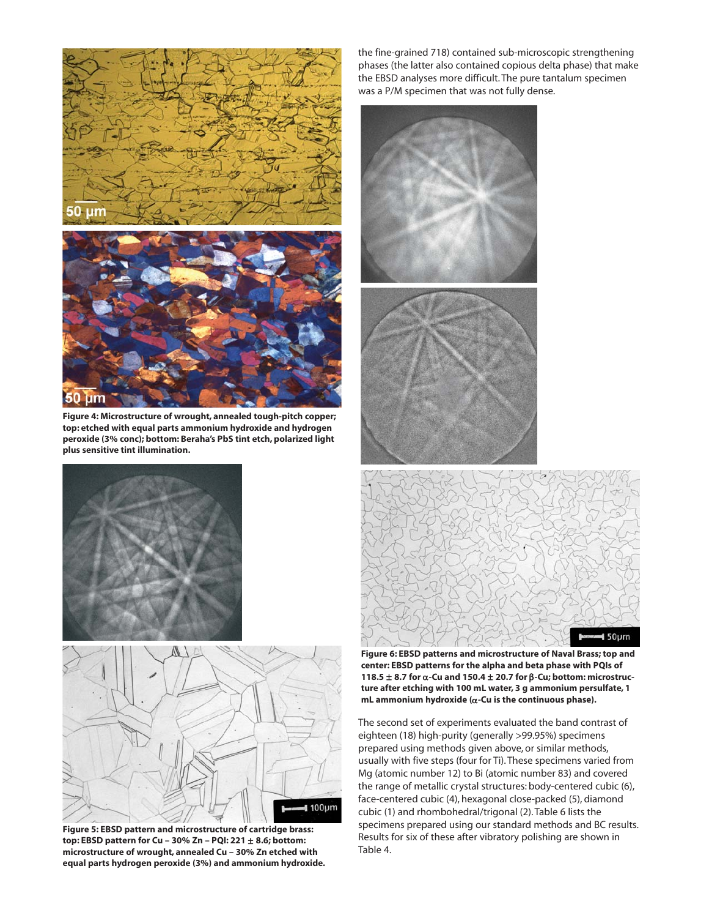Figure 4: Microstructure of wrought, annealed tough-pitch copper; top: etched with equal parts ammonium hydroxide and hydrogen peroxide (3% conc); bottom: Beraha's PbS tint etch, polarized light plus sensitive tint illumination.

Figure 5: EBSD pattern and microstructure of cartridge brass: top: EBSD pattern for Cu – 30% Zn – PQI: 221 ± 8.6; bottom: microstructure of wrought, annealed Cu – 30% Zn etched with equal parts hydrogen peroxide (3%) and ammonium hydroxide.

the fine-grained 718) contained sub-microscopic strengthening phases (the latter also contained copious delta phase) that make the EBSD analyses more difficult. The pure tantalum specimen was a P/M specimen that was not fully dense.

Figure 6: EBSD patterns and microstructure of Naval Brass; top and center: EBSD patterns for the alpha and beta phase with PQIs of 118.5 ± 8.7 for α-Cu and 150.4 ± 20.7 for β-Cu; bottom: microstructure after etching with 100 mL water, 3 g ammonium persulfate, 1 mL ammonium hydroxide (α-Cu is the continuous phase).

The second set of experiments evaluated the band contrast of eighteen (18) high-purity (generally >99.95%) specimens prepared using methods given above, or similar methods, usually with five steps (four for Ti). These specimens varied from Mg (atomic number 12) to Bi (atomic number 83) and covered the range of metallic crystal structures: body-centered cubic (6), face-centered cubic (4), hexagonal close-packed (5), diamond cubic (1) and rhombohedral/trigonal (2). Table 6 lists the specimens prepared using our standard methods and BC results. Results for six of these after vibratory polishing are shown in Table 4.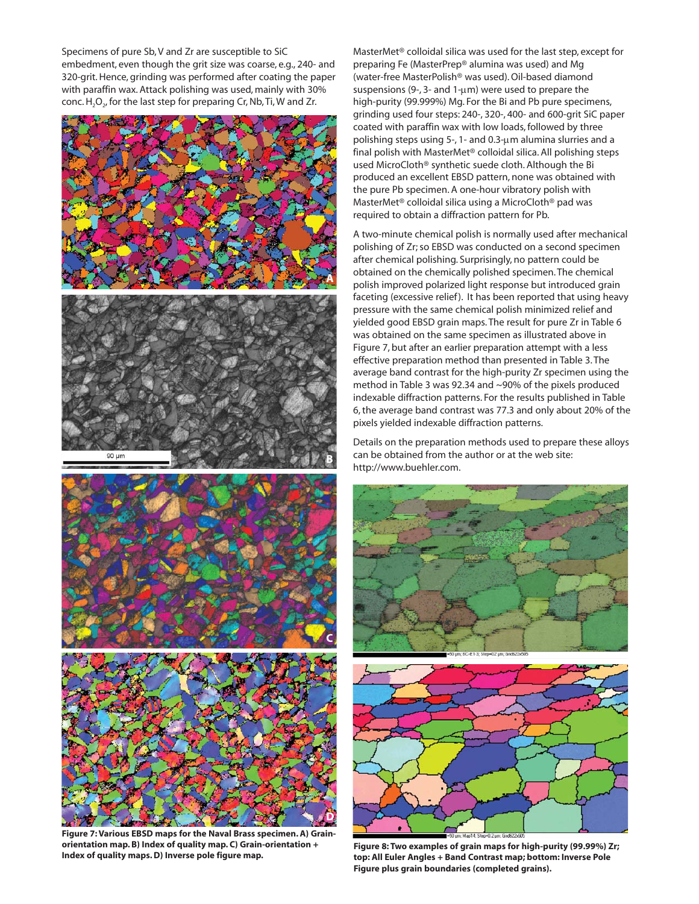Specimens of pure Sb, V and Zr are susceptible to SiC embedment, even though the grit size was coarse, e.g., 240- and 320-grit. Hence, grinding was performed after coating the paper with paraffin wax. Attack polishing was used, mainly with 30% conc. $H_2O_2$, for the last step for preparing Cr, Nb, Ti, W and Zr.

**Figure 7: Various EBSD maps for the Naval Brass specimen. A) Grain-orientation map. B) Index of quality map. C) Grain-orientation + Index of quality maps. D) Inverse pole figure map.**

MasterMet® colloidal silica was used for the last step, except for preparing Fe (MasterPrep® alumina was used) and Mg (water-free MasterPolish® was used). Oil-based diamond suspensions (9-, 3- and 1-µm) were used to prepare the high-purity (99.999%) Mg. For the Bi and Pb pure specimens, grinding used four steps: 240-, 320-, 400- and 600-grit SiC paper coated with paraffin wax with low loads, followed by three polishing steps using 5-, 1- and 0.3-µm alumina slurries and a final polish with MasterMet® colloidal silica. All polishing steps used MicroCloth® synthetic suede cloth. Although the Bi produced an excellent EBSD pattern, none was obtained with the pure Pb specimen. A one-hour vibratory polish with MasterMet® colloidal silica using a MicroCloth® pad was required to obtain a diffraction pattern for Pb.

A two-minute chemical polish is normally used after mechanical polishing of Zr; so EBSD was conducted on a second specimen after chemical polishing. Surprisingly, no pattern could be obtained on the chemically polished specimen. The chemical polish improved polarized light response but introduced grain faceting (excessive relief). It has been reported that using heavy pressure with the same chemical polish minimized relief and yielded good EBSD grain maps. The result for pure Zr in Table 6 was obtained on the same specimen as illustrated above in Figure 7, but after an earlier preparation attempt with a less effective preparation method than presented in Table 3. The average band contrast for the high-purity Zr specimen using the method in Table 3 was 92.34 and ~90% of the pixels produced indexable diffraction patterns. For the results published in Table 6, the average band contrast was 77.3 and only about 20% of the pixels yielded indexable diffraction patterns.

Details on the preparation methods used to prepare these alloys can be obtained from the author or at the web site: http://www.buehler.com.

**Figure 8: Two examples of grain maps for high-purity (99.99%) Zr; top: All Euler Angles + Band Contrast map; bottom: Inverse Pole Figure plus grain boundaries (completed grains).**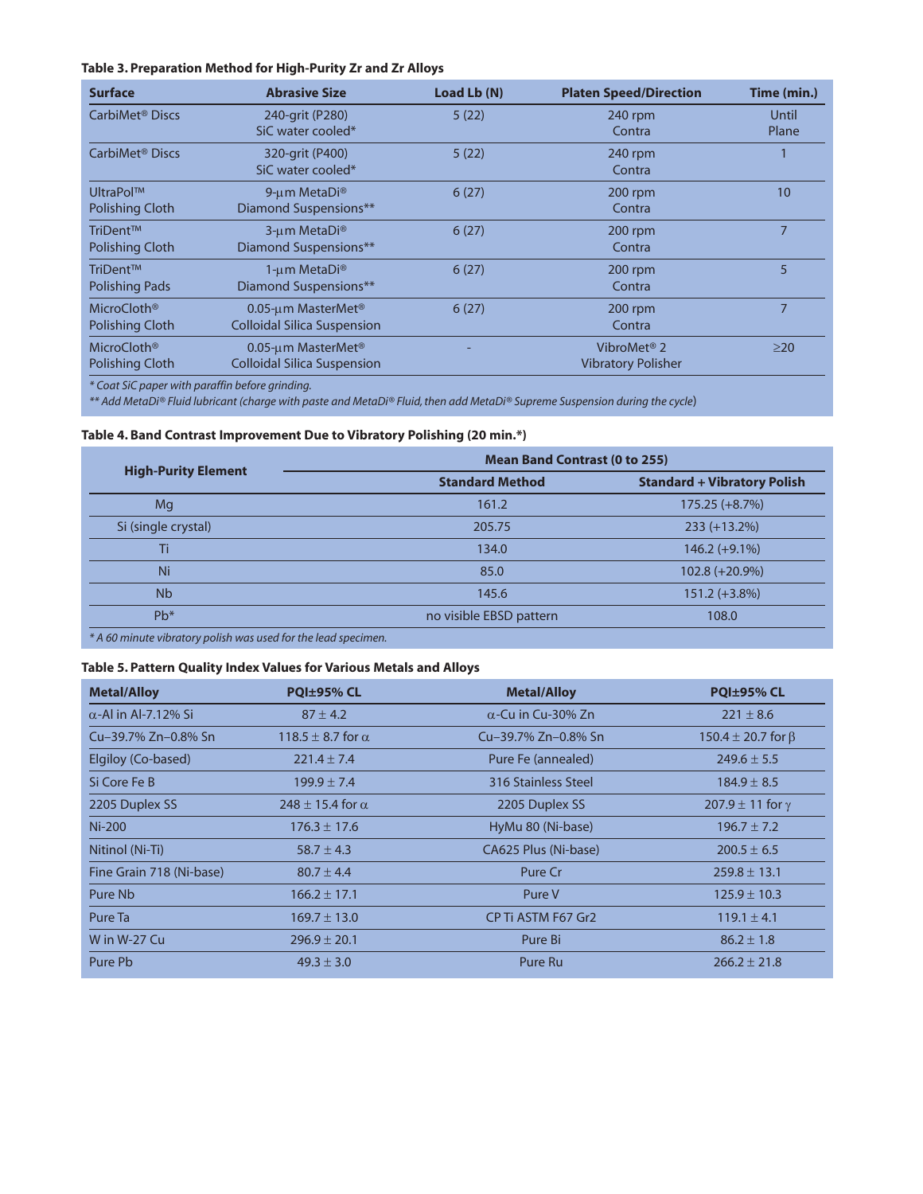**Table 3. Preparation Method for High-Purity Zr and Zr Alloys**

| Surface | Abrasive Size | Load Lb (N) | Platen Speed/Direction | Time (min.) |
|---|---|---|---|---|
| CarbiMet® Discs | 240-grit (P280) SiC water cooled* | 5 (22) | 240 rpm Contra | Until Plane |
| CarbiMet® Discs | 320-grit (P400) SiC water cooled* | 5 (22) | 240 rpm Contra | 1 |
| UltraPol™ Polishing Cloth | 9-µm MetaDi® Diamond Suspensions** | 6 (27) | 200 rpm Contra | 10 |
| TriDent™ Polishing Cloth | 3-µm MetaDi® Diamond Suspensions** | 6 (27) | 200 rpm Contra | 7 |
| TriDent™ Polishing Pads | 1-µm MetaDi® Diamond Suspensions** | 6 (27) | 200 rpm Contra | 5 |
| MicroCloth® Polishing Cloth | 0.05-µm MasterMet® Colloidal Silica Suspension | 6 (27) | 200 rpm Contra | 7 |
| MicroCloth® Polishing Cloth | 0.05-µm MasterMet® Colloidal Silica Suspension | - | VibroMet® 2 Vibratory Polisher | ≥20 |

*\* Coat SiC paper with paraffin before grinding.*
*\*\* Add MetaDi® Fluid lubricant (charge with paste and MetaDi® Fluid, then add MetaDi® Supreme Suspension during the cycle)*

**Table 4. Band Contrast Improvement Due to Vibratory Polishing (20 min.\*)**

| High-Purity Element | Mean Band Contrast (0 to 255) | |
|---|---|---|
| | Standard Method | Standard + Vibratory Polish |
| Mg | 161.2 | 175.25 (+8.7%) |
| Si (single crystal) | 205.75 | 233 (+13.2%) |
| Ti | 134.0 | 146.2 (+9.1%) |
| Ni | 85.0 | 102.8 (+20.9%) |
| Nb | 145.6 | 151.2 (+3.8%) |
| Pb* | no visible EBSD pattern | 108.0 |

*\* A 60 minute vibratory polish was used for the lead specimen.*

**Table 5. Pattern Quality Index Values for Various Metals and Alloys**

| Metal/Alloy | PQI±95% CL | Metal/Alloy | PQI±95% CL |
|---|---|---|---|
| α-Al in Al-7.12% Si | 87 ± 4.2 | α-Cu in Cu-30% Zn | 221 ± 8.6 |
| Cu–39.7% Zn–0.8% Sn | 118.5 ± 8.7 for α | Cu–39.7% Zn–0.8% Sn | 150.4 ± 20.7 for β |
| Elgiloy (Co-based) | 221.4 ± 7.4 | Pure Fe (annealed) | 249.6 ± 5.5 |
| Si Core Fe B | 199.9 ± 7.4 | 316 Stainless Steel | 184.9 ± 8.5 |
| 2205 Duplex SS | 248 ± 15.4 for α | 2205 Duplex SS | 207.9 ± 11 for γ |
| Ni-200 | 176.3 ± 17.6 | HyMu 80 (Ni-base) | 196.7 ± 7.2 |
| Nitinol (Ni-Ti) | 58.7 ± 4.3 | CA625 Plus (Ni-base) | 200.5 ± 6.5 |
| Fine Grain 718 (Ni-base) | 80.7 ± 4.4 | Pure Cr | 259.8 ± 13.1 |
| Pure Nb | 166.2 ± 17.1 | Pure V | 125.9 ± 10.3 |
| Pure Ta | 169.7 ± 13.0 | CP Ti ASTM F67 Gr2 | 119.1 ± 4.1 |
| W in W-27 Cu | 296.9 ± 20.1 | Pure Bi | 86.2 ± 1.8 |
| Pure Pb | 49.3 ± 3.0 | Pure Ru | 266.2 ± 21.8 |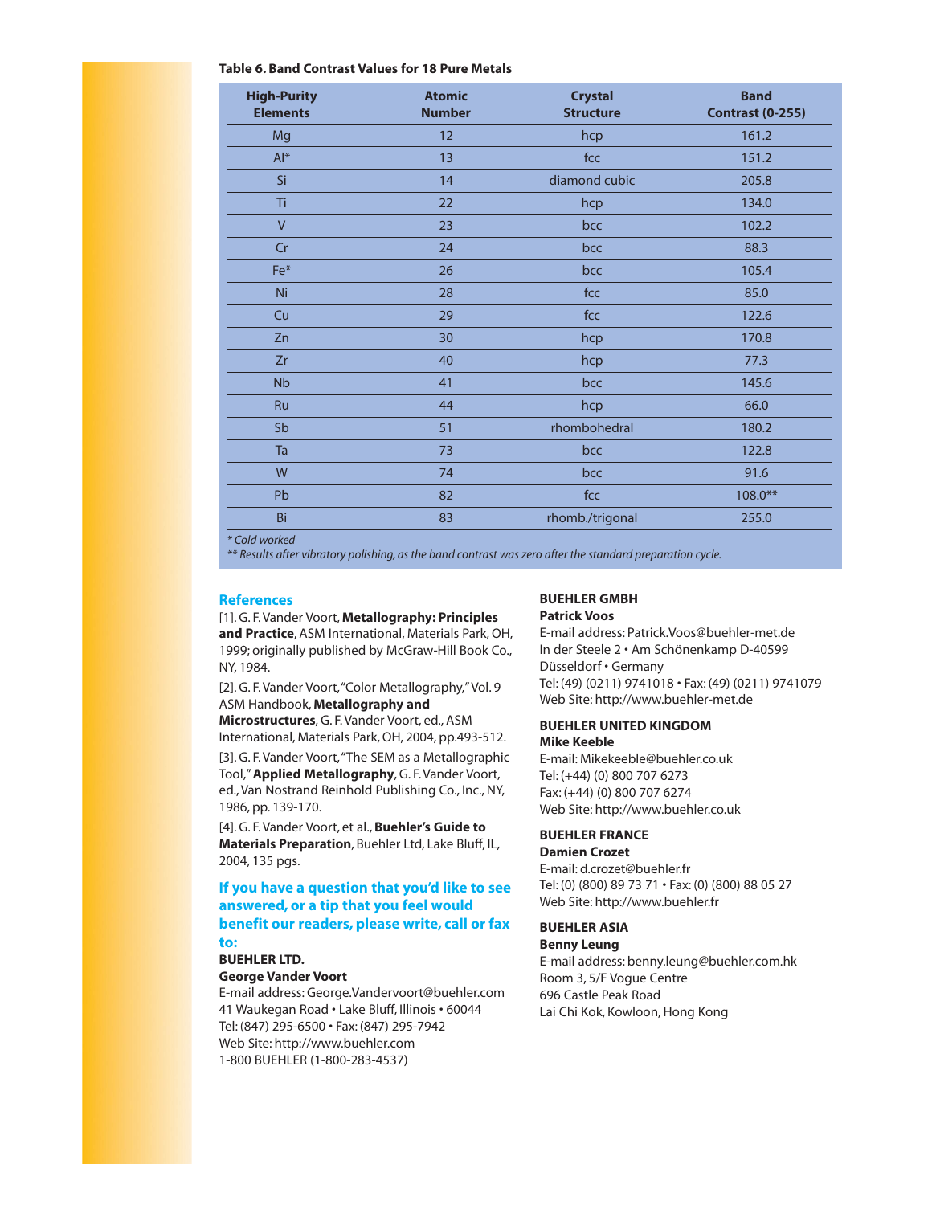**Table 6. Band Contrast Values for 18 Pure Metals**

| High-Purity Elements | Atomic Number | Crystal Structure | Band Contrast (0-255) |
|---|---|---|---|
| Mg | 12 | hcp | 161.2 |
| Al* | 13 | fcc | 151.2 |
| Si | 14 | diamond cubic | 205.8 |
| Ti | 22 | hcp | 134.0 |
| V | 23 | bcc | 102.2 |
| Cr | 24 | bcc | 88.3 |
| Fe* | 26 | bcc | 105.4 |
| Ni | 28 | fcc | 85.0 |
| Cu | 29 | fcc | 122.6 |
| Zn | 30 | hcp | 170.8 |
| Zr | 40 | hcp | 77.3 |
| Nb | 41 | bcc | 145.6 |
| Ru | 44 | hcp | 66.0 |
| Sb | 51 | rhombohedral | 180.2 |
| Ta | 73 | bcc | 122.8 |
| W | 74 | bcc | 91.6 |
| Pb | 82 | fcc | 108.0** |
| Bi | 83 | rhomb./trigonal | 255.0 |

*\* Cold worked*
*\*\* Results after vibratory polishing, as the band contrast was zero after the standard preparation cycle.*

## References

[1]. G. F. Vander Voort, **Metallography: Principles and Practice**, ASM International, Materials Park, OH, 1999; originally published by McGraw-Hill Book Co., NY, 1984.

[2]. G. F. Vander Voort, "Color Metallography," Vol. 9 ASM Handbook, **Metallography and Microstructures**, G. F. Vander Voort, ed., ASM International, Materials Park, OH, 2004, pp.493-512.

[3]. G. F. Vander Voort, "The SEM as a Metallographic Tool," **Applied Metallography**, G. F. Vander Voort, ed., Van Nostrand Reinhold Publishing Co., Inc., NY, 1986, pp. 139-170.

[4]. G. F. Vander Voort, et al., **Buehler's Guide to Materials Preparation**, Buehler Ltd, Lake Bluff, IL, 2004, 135 pgs.

## If you have a question that you'd like to see answered, or a tip that you feel would benefit our readers, please write, call or fax to:

**BUEHLER LTD.**
**George Vander Voort**
E-mail address: George.Vandervoort@buehler.com
41 Waukegan Road • Lake Bluff, Illinois • 60044
Tel: (847) 295-6500 • Fax: (847) 295-7942
Web Site: http://www.buehler.com
1-800 BUEHLER (1-800-283-4537)

**BUEHLER GMBH**
**Patrick Voos**
E-mail address: Patrick.Voos@buehler-met.de
In der Steele 2 • Am Schönenkamp D-40599
Düsseldorf • Germany
Tel: (49) (0211) 9741018 • Fax: (49) (0211) 9741079
Web Site: http://www.buehler-met.de

**BUEHLER UNITED KINGDOM**
**Mike Keeble**
E-mail: Mikekeeble@buehler.co.uk
Tel: (+44) (0) 800 707 6273
Fax: (+44) (0) 800 707 6274
Web Site: http://www.buehler.co.uk

**BUEHLER FRANCE**
**Damien Crozet**
E-mail: d.crozet@buehler.fr
Tel: (0) (800) 89 73 71 • Fax: (0) (800) 88 05 27
Web Site: http://www.buehler.fr

**BUEHLER ASIA**
**Benny Leung**
E-mail address: benny.leung@buehler.com.hk
Room 3, 5/F Vogue Centre
696 Castle Peak Road
Lai Chi Kok, Kowloon, Hong Kong